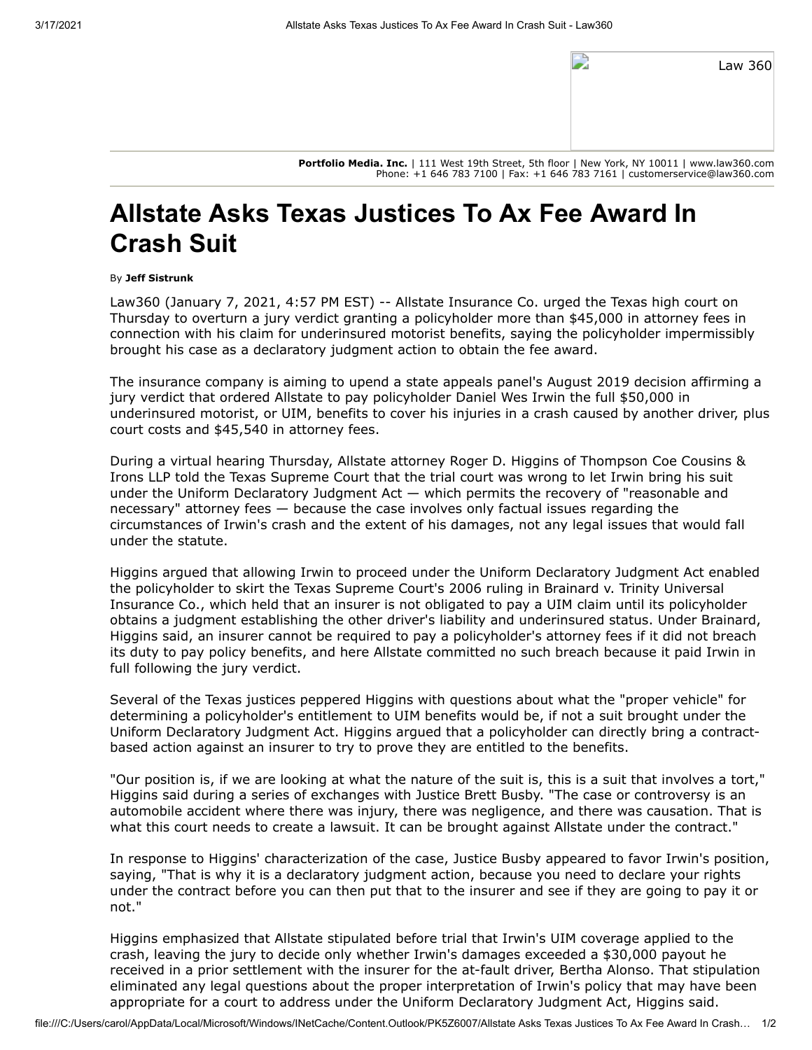**Portfolio Media. Inc.** | 111 West 19th Street, 5th floor | New York, NY 10011 | www.law360.com
Phone: +1 646 783 7100 | Fax: +1 646 783 7161 | customerservice@law360.com

# Allstate Asks Texas Justices To Ax Fee Award In Crash Suit

By **Jeff Sistrunk**

Law360 (January 7, 2021, 4:57 PM EST) -- Allstate Insurance Co. urged the Texas high court on Thursday to overturn a jury verdict granting a policyholder more than $45,000 in attorney fees in connection with his claim for underinsured motorist benefits, saying the policyholder impermissibly brought his case as a declaratory judgment action to obtain the fee award.

The insurance company is aiming to upend a state appeals panel's August 2019 decision affirming a jury verdict that ordered Allstate to pay policyholder Daniel Wes Irwin the full $50,000 in underinsured motorist, or UIM, benefits to cover his injuries in a crash caused by another driver, plus court costs and $45,540 in attorney fees.

During a virtual hearing Thursday, Allstate attorney Roger D. Higgins of Thompson Coe Cousins & Irons LLP told the Texas Supreme Court that the trial court was wrong to let Irwin bring his suit under the Uniform Declaratory Judgment Act — which permits the recovery of "reasonable and necessary" attorney fees — because the case involves only factual issues regarding the circumstances of Irwin's crash and the extent of his damages, not any legal issues that would fall under the statute.

Higgins argued that allowing Irwin to proceed under the Uniform Declaratory Judgment Act enabled the policyholder to skirt the Texas Supreme Court's 2006 ruling in Brainard v. Trinity Universal Insurance Co., which held that an insurer is not obligated to pay a UIM claim until its policyholder obtains a judgment establishing the other driver's liability and underinsured status. Under Brainard, Higgins said, an insurer cannot be required to pay a policyholder's attorney fees if it did not breach its duty to pay policy benefits, and here Allstate committed no such breach because it paid Irwin in full following the jury verdict.

Several of the Texas justices peppered Higgins with questions about what the "proper vehicle" for determining a policyholder's entitlement to UIM benefits would be, if not a suit brought under the Uniform Declaratory Judgment Act. Higgins argued that a policyholder can directly bring a contract-based action against an insurer to try to prove they are entitled to the benefits.

"Our position is, if we are looking at what the nature of the suit is, this is a suit that involves a tort," Higgins said during a series of exchanges with Justice Brett Busby. "The case or controversy is an automobile accident where there was injury, there was negligence, and there was causation. That is what this court needs to create a lawsuit. It can be brought against Allstate under the contract."

In response to Higgins' characterization of the case, Justice Busby appeared to favor Irwin's position, saying, "That is why it is a declaratory judgment action, because you need to declare your rights under the contract before you can then put that to the insurer and see if they are going to pay it or not."

Higgins emphasized that Allstate stipulated before trial that Irwin's UIM coverage applied to the crash, leaving the jury to decide only whether Irwin's damages exceeded a $30,000 payout he received in a prior settlement with the insurer for the at-fault driver, Bertha Alonso. That stipulation eliminated any legal questions about the proper interpretation of Irwin's policy that may have been appropriate for a court to address under the Uniform Declaratory Judgment Act, Higgins said.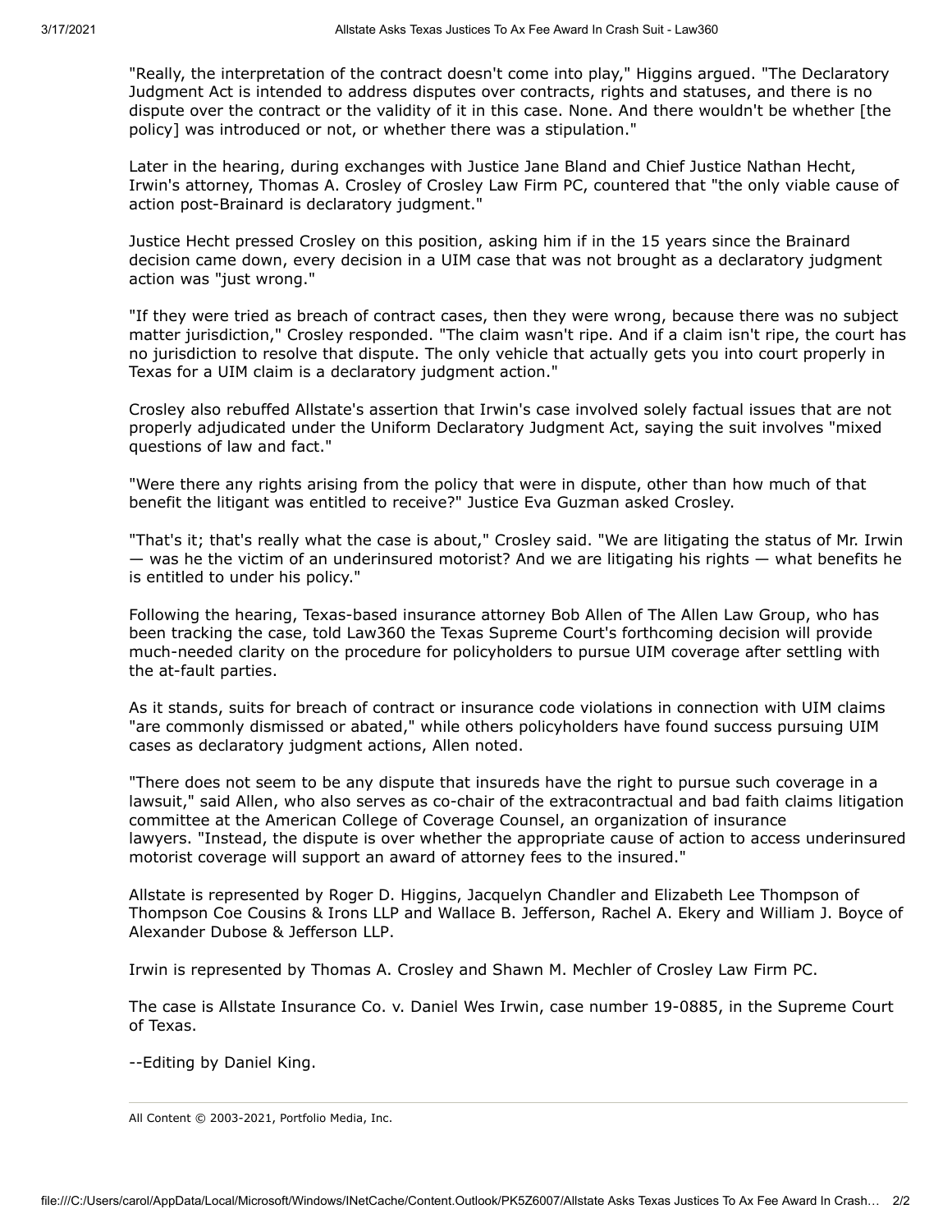"Really, the interpretation of the contract doesn't come into play," Higgins argued. "The Declaratory Judgment Act is intended to address disputes over contracts, rights and statuses, and there is no dispute over the contract or the validity of it in this case. None. And there wouldn't be whether [the policy] was introduced or not, or whether there was a stipulation."

Later in the hearing, during exchanges with Justice Jane Bland and Chief Justice Nathan Hecht, Irwin's attorney, Thomas A. Crosley of Crosley Law Firm PC, countered that "the only viable cause of action post-Brainard is declaratory judgment."

Justice Hecht pressed Crosley on this position, asking him if in the 15 years since the Brainard decision came down, every decision in a UIM case that was not brought as a declaratory judgment action was "just wrong."

"If they were tried as breach of contract cases, then they were wrong, because there was no subject matter jurisdiction," Crosley responded. "The claim wasn't ripe. And if a claim isn't ripe, the court has no jurisdiction to resolve that dispute. The only vehicle that actually gets you into court properly in Texas for a UIM claim is a declaratory judgment action."

Crosley also rebuffed Allstate's assertion that Irwin's case involved solely factual issues that are not properly adjudicated under the Uniform Declaratory Judgment Act, saying the suit involves "mixed questions of law and fact."

"Were there any rights arising from the policy that were in dispute, other than how much of that benefit the litigant was entitled to receive?" Justice Eva Guzman asked Crosley.

"That's it; that's really what the case is about," Crosley said. "We are litigating the status of Mr. Irwin — was he the victim of an underinsured motorist? And we are litigating his rights — what benefits he is entitled to under his policy."

Following the hearing, Texas-based insurance attorney Bob Allen of The Allen Law Group, who has been tracking the case, told Law360 the Texas Supreme Court's forthcoming decision will provide much-needed clarity on the procedure for policyholders to pursue UIM coverage after settling with the at-fault parties.

As it stands, suits for breach of contract or insurance code violations in connection with UIM claims "are commonly dismissed or abated," while others policyholders have found success pursuing UIM cases as declaratory judgment actions, Allen noted.

"There does not seem to be any dispute that insureds have the right to pursue such coverage in a lawsuit," said Allen, who also serves as co-chair of the extracontractual and bad faith claims litigation committee at the American College of Coverage Counsel, an organization of insurance lawyers. "Instead, the dispute is over whether the appropriate cause of action to access underinsured motorist coverage will support an award of attorney fees to the insured."

Allstate is represented by Roger D. Higgins, Jacquelyn Chandler and Elizabeth Lee Thompson of Thompson Coe Cousins & Irons LLP and Wallace B. Jefferson, Rachel A. Ekery and William J. Boyce of Alexander Dubose & Jefferson LLP.

Irwin is represented by Thomas A. Crosley and Shawn M. Mechler of Crosley Law Firm PC.

The case is Allstate Insurance Co. v. Daniel Wes Irwin, case number 19-0885, in the Supreme Court of Texas.

--Editing by Daniel King.

All Content © 2003-2021, Portfolio Media, Inc.